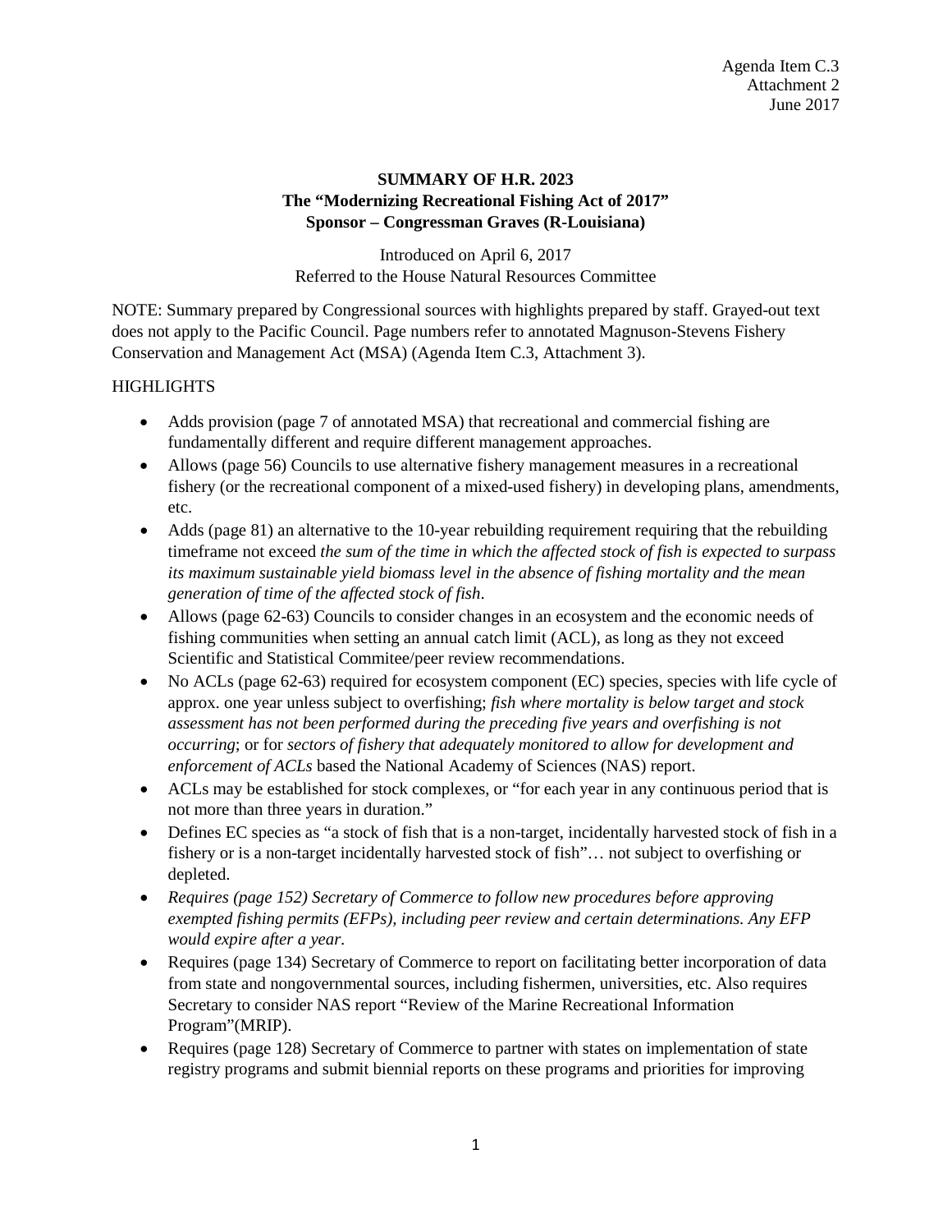Agenda Item C.3
Attachment 2
June 2017

**SUMMARY OF H.R. 2023**
**The "Modernizing Recreational Fishing Act of 2017"**
**Sponsor – Congressman Graves (R-Louisiana)**

Introduced on April 6, 2017
Referred to the House Natural Resources Committee

NOTE: Summary prepared by Congressional sources with highlights prepared by staff. Grayed-out text does not apply to the Pacific Council. Page numbers refer to annotated Magnuson-Stevens Fishery Conservation and Management Act (MSA) (Agenda Item C.3, Attachment 3).

HIGHLIGHTS

- Adds provision (page 7 of annotated MSA) that recreational and commercial fishing are fundamentally different and require different management approaches.
- Allows (page 56) Councils to use alternative fishery management measures in a recreational fishery (or the recreational component of a mixed-used fishery) in developing plans, amendments, etc.
- Adds (page 81) an alternative to the 10-year rebuilding requirement requiring that the rebuilding timeframe not exceed *the sum of the time in which the affected stock of fish is expected to surpass its maximum sustainable yield biomass level in the absence of fishing mortality and the mean generation of time of the affected stock of fish*.
- Allows (page 62-63) Councils to consider changes in an ecosystem and the economic needs of fishing communities when setting an annual catch limit (ACL), as long as they not exceed Scientific and Statistical Commitee/peer review recommendations.
- No ACLs (page 62-63) required for ecosystem component (EC) species, species with life cycle of approx. one year unless subject to overfishing; *fish where mortality is below target and stock assessment has not been performed during the preceding five years and overfishing is not occurring*; or for *sectors of fishery that adequately monitored to allow for development and enforcement of ACLs* based the National Academy of Sciences (NAS) report.
- ACLs may be established for stock complexes, or "for each year in any continuous period that is not more than three years in duration."
- Defines EC species as "a stock of fish that is a non-target, incidentally harvested stock of fish in a fishery or is a non-target incidentally harvested stock of fish"… not subject to overfishing or depleted.
- *Requires (page 152) Secretary of Commerce to follow new procedures before approving exempted fishing permits (EFPs), including peer review and certain determinations. Any EFP would expire after a year.*
- Requires (page 134) Secretary of Commerce to report on facilitating better incorporation of data from state and nongovernmental sources, including fishermen, universities, etc. Also requires Secretary to consider NAS report "Review of the Marine Recreational Information Program"(MRIP).
- Requires (page 128) Secretary of Commerce to partner with states on implementation of state registry programs and submit biennial reports on these programs and priorities for improving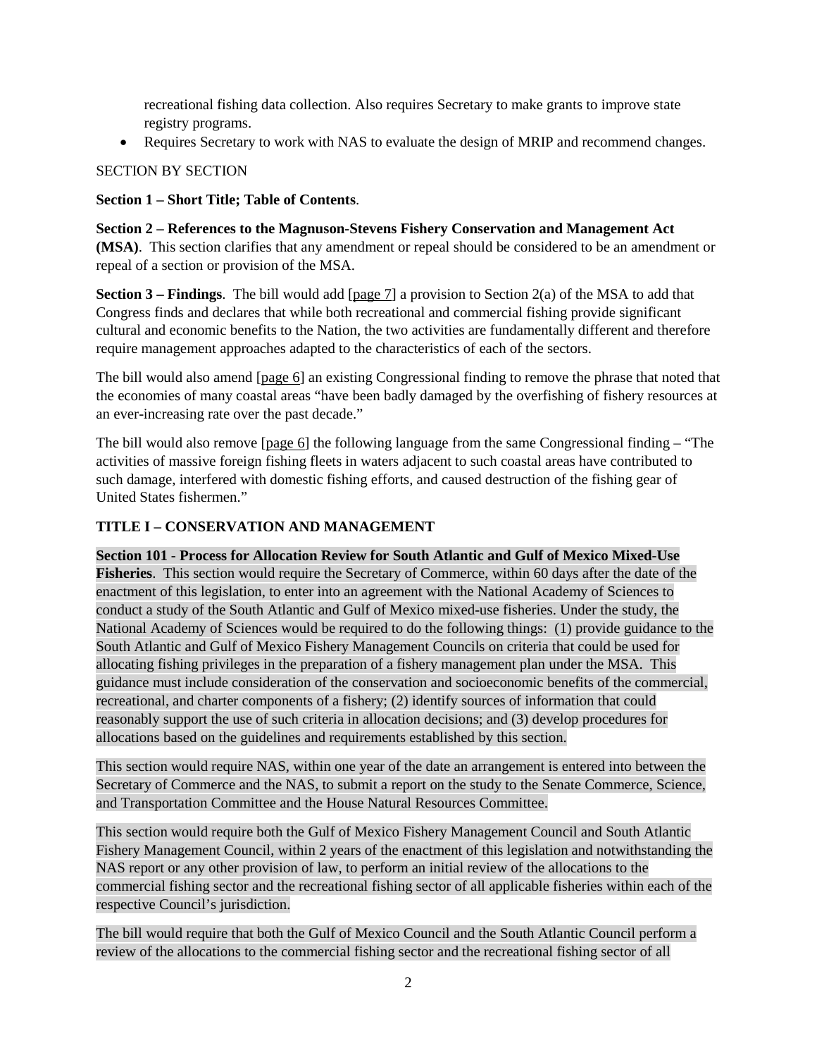recreational fishing data collection. Also requires Secretary to make grants to improve state registry programs.

- Requires Secretary to work with NAS to evaluate the design of MRIP and recommend changes.

SECTION BY SECTION

**Section 1 – Short Title; Table of Contents**.

**Section 2 – References to the Magnuson-Stevens Fishery Conservation and Management Act (MSA)**. This section clarifies that any amendment or repeal should be considered to be an amendment or repeal of a section or provision of the MSA.

**Section 3 – Findings**. The bill would add [page 7] a provision to Section 2(a) of the MSA to add that Congress finds and declares that while both recreational and commercial fishing provide significant cultural and economic benefits to the Nation, the two activities are fundamentally different and therefore require management approaches adapted to the characteristics of each of the sectors.

The bill would also amend [page 6] an existing Congressional finding to remove the phrase that noted that the economies of many coastal areas "have been badly damaged by the overfishing of fishery resources at an ever-increasing rate over the past decade."

The bill would also remove [page 6] the following language from the same Congressional finding – "The activities of massive foreign fishing fleets in waters adjacent to such coastal areas have contributed to such damage, interfered with domestic fishing efforts, and caused destruction of the fishing gear of United States fishermen."

**TITLE I – CONSERVATION AND MANAGEMENT**

**Section 101 - Process for Allocation Review for South Atlantic and Gulf of Mexico Mixed-Use Fisheries**. This section would require the Secretary of Commerce, within 60 days after the date of the enactment of this legislation, to enter into an agreement with the National Academy of Sciences to conduct a study of the South Atlantic and Gulf of Mexico mixed-use fisheries. Under the study, the National Academy of Sciences would be required to do the following things: (1) provide guidance to the South Atlantic and Gulf of Mexico Fishery Management Councils on criteria that could be used for allocating fishing privileges in the preparation of a fishery management plan under the MSA. This guidance must include consideration of the conservation and socioeconomic benefits of the commercial, recreational, and charter components of a fishery; (2) identify sources of information that could reasonably support the use of such criteria in allocation decisions; and (3) develop procedures for allocations based on the guidelines and requirements established by this section.

This section would require NAS, within one year of the date an arrangement is entered into between the Secretary of Commerce and the NAS, to submit a report on the study to the Senate Commerce, Science, and Transportation Committee and the House Natural Resources Committee.

This section would require both the Gulf of Mexico Fishery Management Council and South Atlantic Fishery Management Council, within 2 years of the enactment of this legislation and notwithstanding the NAS report or any other provision of law, to perform an initial review of the allocations to the commercial fishing sector and the recreational fishing sector of all applicable fisheries within each of the respective Council's jurisdiction.

The bill would require that both the Gulf of Mexico Council and the South Atlantic Council perform a review of the allocations to the commercial fishing sector and the recreational fishing sector of all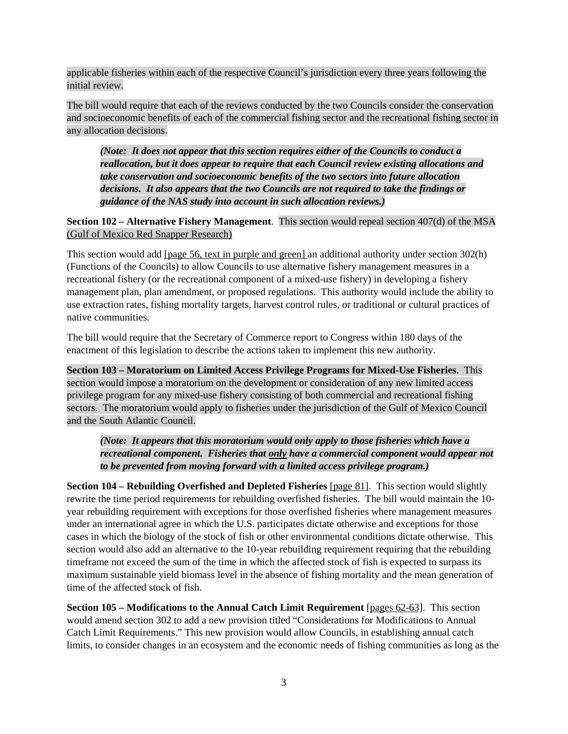applicable fisheries within each of the respective Council's jurisdiction every three years following the initial review.

The bill would require that each of the reviews conducted by the two Councils consider the conservation and socioeconomic benefits of each of the commercial fishing sector and the recreational fishing sector in any allocation decisions.

> ***(Note: It does not appear that this section requires either of the Councils to conduct a reallocation, but it does appear to require that each Council review existing allocations and take conservation and socioeconomic benefits of the two sectors into future allocation decisions. It also appears that the two Councils are not required to take the findings or guidance of the NAS study into account in such allocation reviews.)***

**Section 102 – Alternative Fishery Management**. This section would repeal section 407(d) of the MSA (Gulf of Mexico Red Snapper Research)

This section would add [page 56, text in purple and green] an additional authority under section 302(h) (Functions of the Councils) to allow Councils to use alternative fishery management measures in a recreational fishery (or the recreational component of a mixed-use fishery) in developing a fishery management plan, plan amendment, or proposed regulations. This authority would include the ability to use extraction rates, fishing mortality targets, harvest control rules, or traditional or cultural practices of native communities.

The bill would require that the Secretary of Commerce report to Congress within 180 days of the enactment of this legislation to describe the actions taken to implement this new authority.

**Section 103 – Moratorium on Limited Access Privilege Programs for Mixed-Use Fisheries**. This section would impose a moratorium on the development or consideration of any new limited access privilege program for any mixed-use fishery consisting of both commercial and recreational fishing sectors. The moratorium would apply to fisheries under the jurisdiction of the Gulf of Mexico Council and the South Atlantic Council.

> ***(Note: It appears that this moratorium would only apply to those fisheries which have a recreational component. Fisheries that only have a commercial component would appear not to be prevented from moving forward with a limited access privilege program.)***

**Section 104 – Rebuilding Overfished and Depleted Fisheries** [page 81]. This section would slightly rewrite the time period requirements for rebuilding overfished fisheries. The bill would maintain the 10-year rebuilding requirement with exceptions for those overfished fisheries where management measures under an international agree in which the U.S. participates dictate otherwise and exceptions for those cases in which the biology of the stock of fish or other environmental conditions dictate otherwise. This section would also add an alternative to the 10-year rebuilding requirement requiring that the rebuilding timeframe not exceed the sum of the time in which the affected stock of fish is expected to surpass its maximum sustainable yield biomass level in the absence of fishing mortality and the mean generation of time of the affected stock of fish.

**Section 105 – Modifications to the Annual Catch Limit Requirement** [pages 62-63]. This section would amend section 302 to add a new provision titled "Considerations for Modifications to Annual Catch Limit Requirements." This new provision would allow Councils, in establishing annual catch limits, to consider changes in an ecosystem and the economic needs of fishing communities as long as the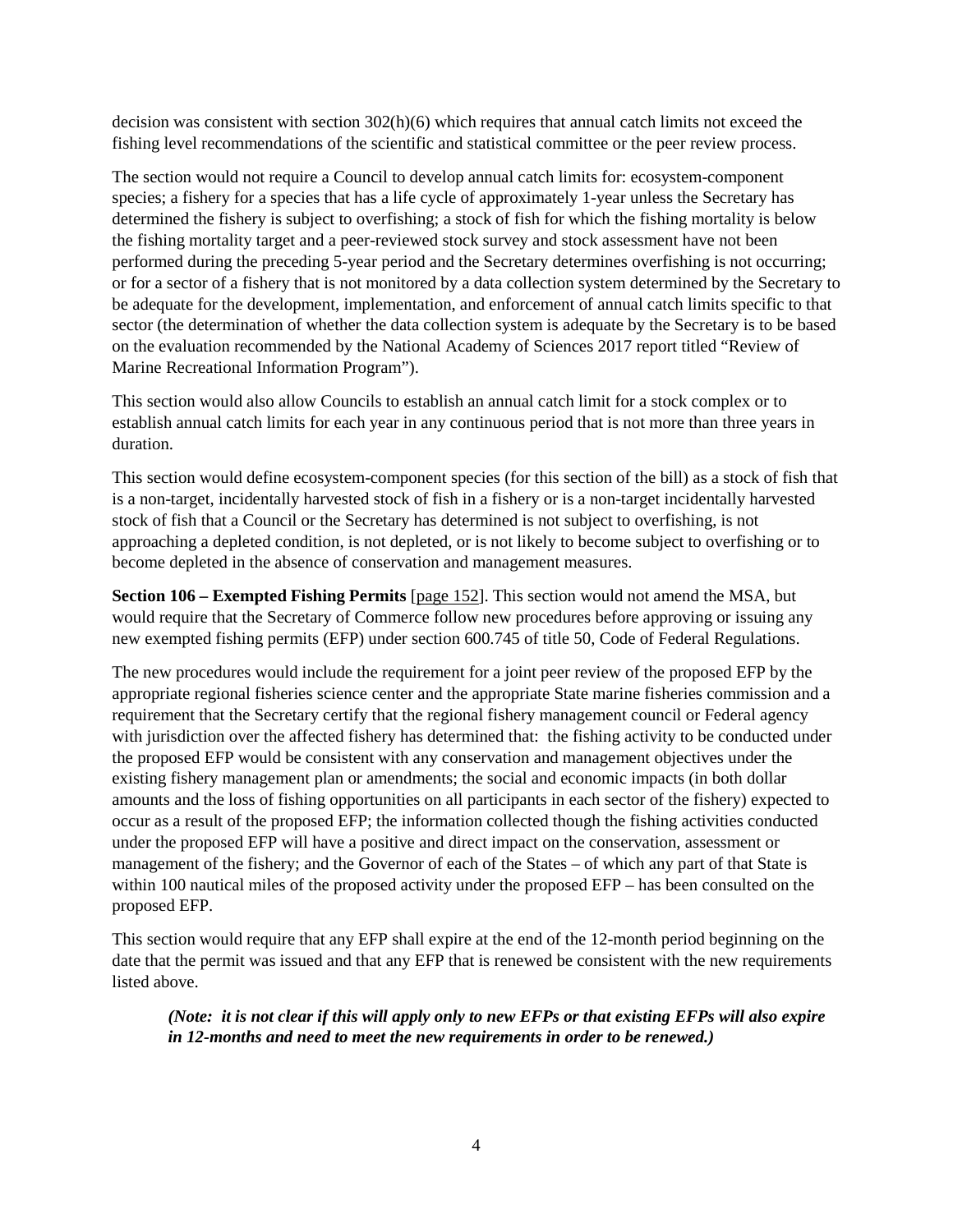decision was consistent with section 302(h)(6) which requires that annual catch limits not exceed the fishing level recommendations of the scientific and statistical committee or the peer review process.

The section would not require a Council to develop annual catch limits for: ecosystem-component species; a fishery for a species that has a life cycle of approximately 1-year unless the Secretary has determined the fishery is subject to overfishing; a stock of fish for which the fishing mortality is below the fishing mortality target and a peer-reviewed stock survey and stock assessment have not been performed during the preceding 5-year period and the Secretary determines overfishing is not occurring; or for a sector of a fishery that is not monitored by a data collection system determined by the Secretary to be adequate for the development, implementation, and enforcement of annual catch limits specific to that sector (the determination of whether the data collection system is adequate by the Secretary is to be based on the evaluation recommended by the National Academy of Sciences 2017 report titled "Review of Marine Recreational Information Program").

This section would also allow Councils to establish an annual catch limit for a stock complex or to establish annual catch limits for each year in any continuous period that is not more than three years in duration.

This section would define ecosystem-component species (for this section of the bill) as a stock of fish that is a non-target, incidentally harvested stock of fish in a fishery or is a non-target incidentally harvested stock of fish that a Council or the Secretary has determined is not subject to overfishing, is not approaching a depleted condition, is not depleted, or is not likely to become subject to overfishing or to become depleted in the absence of conservation and management measures.

**Section 106 – Exempted Fishing Permits** [page 152]. This section would not amend the MSA, but would require that the Secretary of Commerce follow new procedures before approving or issuing any new exempted fishing permits (EFP) under section 600.745 of title 50, Code of Federal Regulations.

The new procedures would include the requirement for a joint peer review of the proposed EFP by the appropriate regional fisheries science center and the appropriate State marine fisheries commission and a requirement that the Secretary certify that the regional fishery management council or Federal agency with jurisdiction over the affected fishery has determined that: the fishing activity to be conducted under the proposed EFP would be consistent with any conservation and management objectives under the existing fishery management plan or amendments; the social and economic impacts (in both dollar amounts and the loss of fishing opportunities on all participants in each sector of the fishery) expected to occur as a result of the proposed EFP; the information collected though the fishing activities conducted under the proposed EFP will have a positive and direct impact on the conservation, assessment or management of the fishery; and the Governor of each of the States – of which any part of that State is within 100 nautical miles of the proposed activity under the proposed EFP – has been consulted on the proposed EFP.

This section would require that any EFP shall expire at the end of the 12-month period beginning on the date that the permit was issued and that any EFP that is renewed be consistent with the new requirements listed above.

> ***(Note: it is not clear if this will apply only to new EFPs or that existing EFPs will also expire in 12-months and need to meet the new requirements in order to be renewed.)***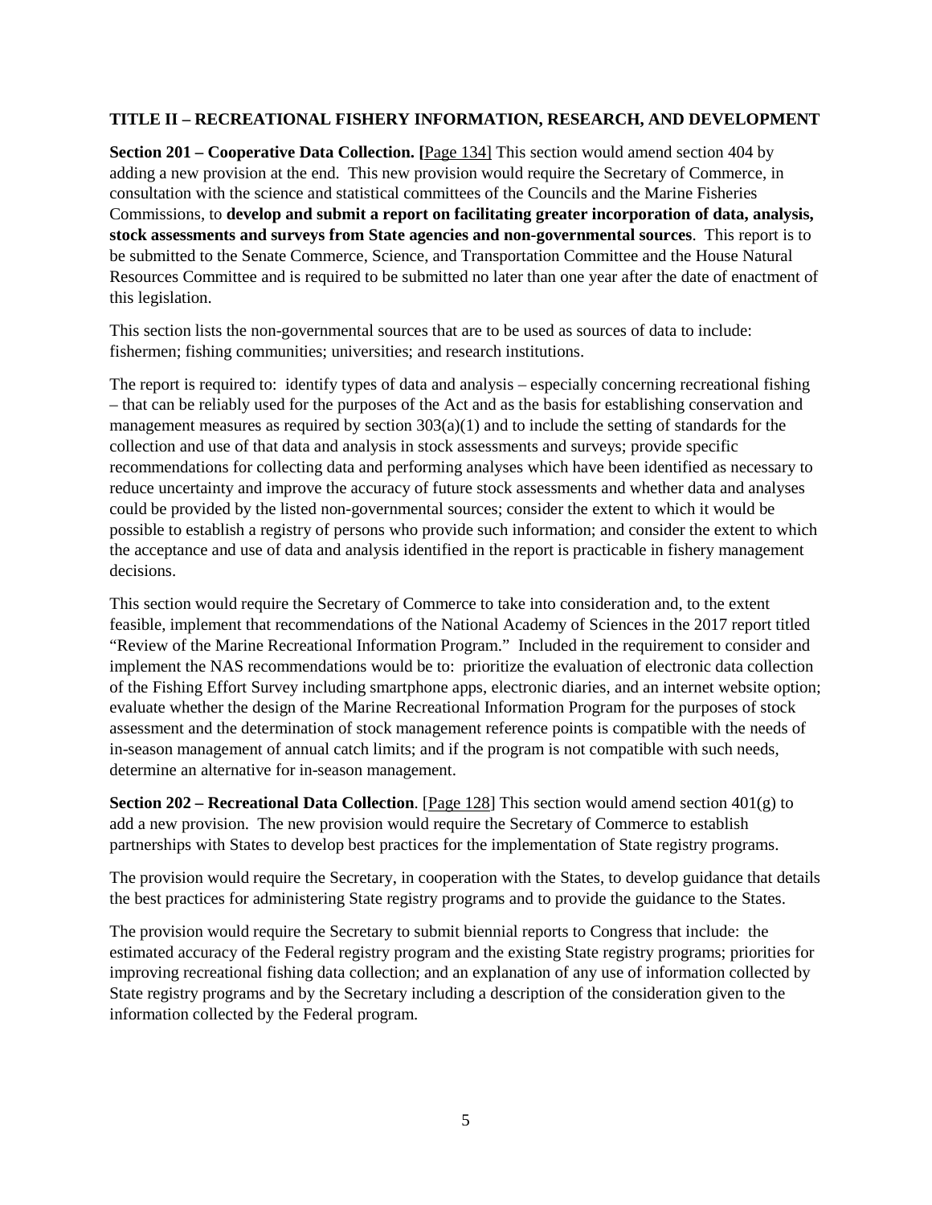## TITLE II – RECREATIONAL FISHERY INFORMATION, RESEARCH, AND DEVELOPMENT

**Section 201 – Cooperative Data Collection.** [Page 134] This section would amend section 404 by adding a new provision at the end. This new provision would require the Secretary of Commerce, in consultation with the science and statistical committees of the Councils and the Marine Fisheries Commissions, to **develop and submit a report on facilitating greater incorporation of data, analysis, stock assessments and surveys from State agencies and non-governmental sources**. This report is to be submitted to the Senate Commerce, Science, and Transportation Committee and the House Natural Resources Committee and is required to be submitted no later than one year after the date of enactment of this legislation.

This section lists the non-governmental sources that are to be used as sources of data to include: fishermen; fishing communities; universities; and research institutions.

The report is required to: identify types of data and analysis – especially concerning recreational fishing – that can be reliably used for the purposes of the Act and as the basis for establishing conservation and management measures as required by section 303(a)(1) and to include the setting of standards for the collection and use of that data and analysis in stock assessments and surveys; provide specific recommendations for collecting data and performing analyses which have been identified as necessary to reduce uncertainty and improve the accuracy of future stock assessments and whether data and analyses could be provided by the listed non-governmental sources; consider the extent to which it would be possible to establish a registry of persons who provide such information; and consider the extent to which the acceptance and use of data and analysis identified in the report is practicable in fishery management decisions.

This section would require the Secretary of Commerce to take into consideration and, to the extent feasible, implement that recommendations of the National Academy of Sciences in the 2017 report titled "Review of the Marine Recreational Information Program." Included in the requirement to consider and implement the NAS recommendations would be to: prioritize the evaluation of electronic data collection of the Fishing Effort Survey including smartphone apps, electronic diaries, and an internet website option; evaluate whether the design of the Marine Recreational Information Program for the purposes of stock assessment and the determination of stock management reference points is compatible with the needs of in-season management of annual catch limits; and if the program is not compatible with such needs, determine an alternative for in-season management.

**Section 202 – Recreational Data Collection**. [Page 128] This section would amend section 401(g) to add a new provision. The new provision would require the Secretary of Commerce to establish partnerships with States to develop best practices for the implementation of State registry programs.

The provision would require the Secretary, in cooperation with the States, to develop guidance that details the best practices for administering State registry programs and to provide the guidance to the States.

The provision would require the Secretary to submit biennial reports to Congress that include: the estimated accuracy of the Federal registry program and the existing State registry programs; priorities for improving recreational fishing data collection; and an explanation of any use of information collected by State registry programs and by the Secretary including a description of the consideration given to the information collected by the Federal program.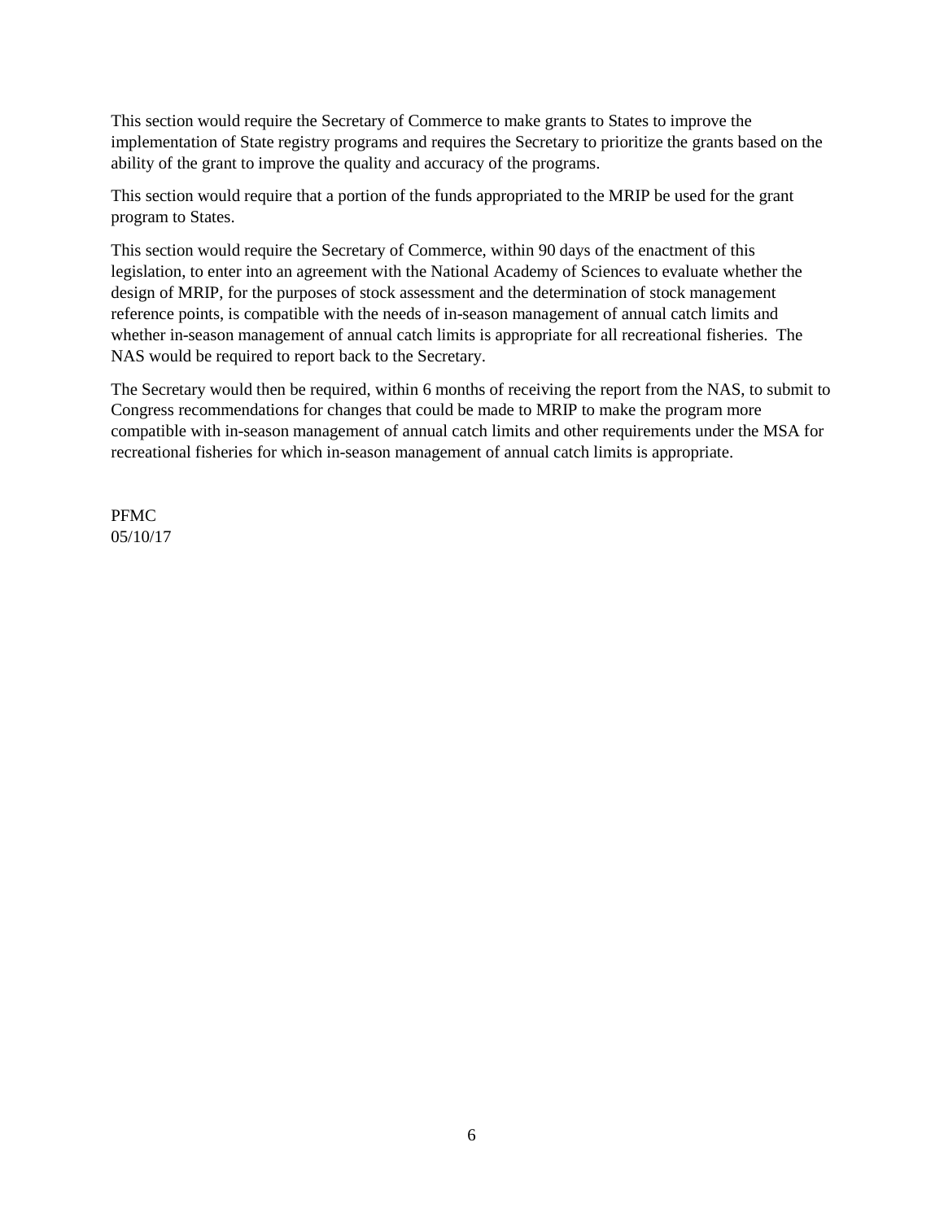This section would require the Secretary of Commerce to make grants to States to improve the implementation of State registry programs and requires the Secretary to prioritize the grants based on the ability of the grant to improve the quality and accuracy of the programs.

This section would require that a portion of the funds appropriated to the MRIP be used for the grant program to States.

This section would require the Secretary of Commerce, within 90 days of the enactment of this legislation, to enter into an agreement with the National Academy of Sciences to evaluate whether the design of MRIP, for the purposes of stock assessment and the determination of stock management reference points, is compatible with the needs of in-season management of annual catch limits and whether in-season management of annual catch limits is appropriate for all recreational fisheries. The NAS would be required to report back to the Secretary.

The Secretary would then be required, within 6 months of receiving the report from the NAS, to submit to Congress recommendations for changes that could be made to MRIP to make the program more compatible with in-season management of annual catch limits and other requirements under the MSA for recreational fisheries for which in-season management of annual catch limits is appropriate.

PFMC
05/10/17